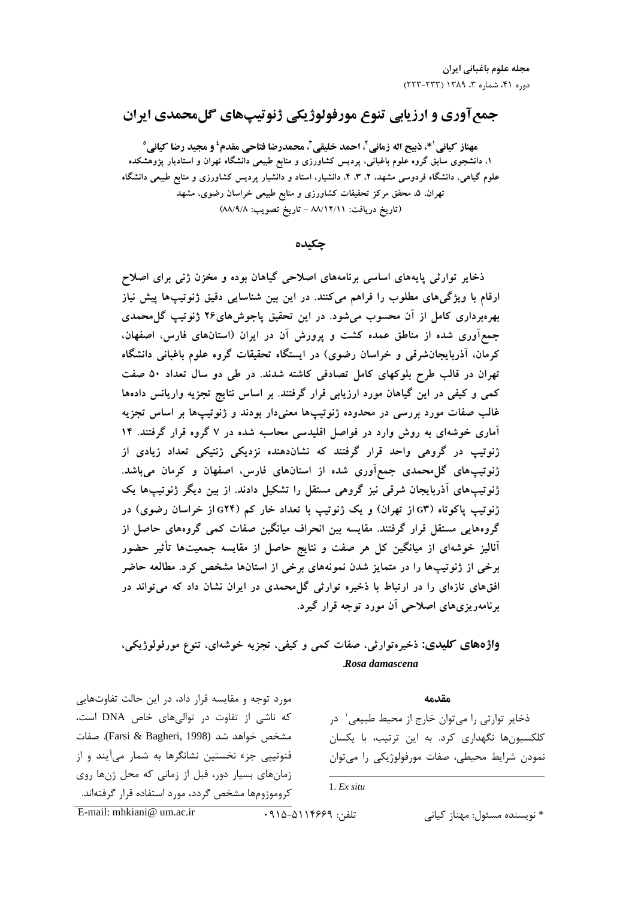# جمع‌آوری و ارزیابی تنوع مورفولوژیکی ژنوتیپ‌های گل‌محمدی ایران

**مهناز کیانی[1]*، ذبیح اله زمانی[2]، احمد خلیقی[3]، محمدرضا فتاحی مقدم[4] و مجید رضا کیانی[5]**

۱، دانشجوی سابق گروه علوم باغبانی، پردیس کشاورزی و منابع طبیعی دانشگاه تهران و استادیار پژوهشکده علوم گیاهی، دانشگاه فردوسی مشهد، ۲، ۳، ۴، دانشیار، استاد و دانشیار پردیس کشاورزی و منابع طبیعی دانشگاه تهران، ۵، محقق مرکز تحقیقات کشاورزی و منابع طبیعی خراسان رضوی، مشهد

(تاریخ دریافت: ۸۸/۱۲/۱۱ - تاریخ تصویب: ۸۸/۹/۸)

## چکیده

**ذخایر توارثی پایه‌های اساسی برنامه‌های اصلاحی گیاهان بوده و مخزن ژنی برای اصلاح ارقام با ویژگی‌های مطلوب را فراهم می‌کنند. در این بین شناسایی دقیق ژنوتیپ‌ها پیش نیاز بهره‌برداری کامل از آن محسوب می‌شود. در این تحقیق پاجوش‌های ۲۶ ژنوتیپ گل‌محمدی جمع‌آوری شده از مناطق عمده کشت و پرورش آن در ایران (استان‌های فارس، اصفهان، کرمان، آذربایجان‌شرقی و خراسان رضوی) در ایستگاه تحقیقات گروه علوم باغبانی دانشگاه تهران در قالب طرح بلوکهای کامل تصادفی کاشته شدند. در طی دو سال تعداد ۵۰ صفت کمی و کیفی در این گیاهان مورد ارزیابی قرار گرفتند. بر اساس نتایج تجزیه واریانس داده‌ها غالب صفات مورد بررسی در محدوده ژنوتیپ‌ها معنی‌دار بودند و ژنوتیپ‌ها بر اساس تجزیه آماری خوشه‌ای به روش وارد در فواصل اقلیدسی محاسبه شده در ۷ گروه قرار گرفتند. ۱۴ ژنوتیپ در گروهی واحد قرار گرفتند که نشان‌دهنده نزدیکی ژنتیکی تعداد زیادی از ژنوتیپ‌های گل‌محمدی جمع‌آوری شده از استان‌های فارس، اصفهان و کرمان می‌باشد. ژنوتیپ‌های آذربایجان شرقی نیز گروهی مستقل را تشکیل دادند. از بین دیگر ژنوتیپ‌ها یک ژنوتیپ پاکوتاه (G3 از تهران) و یک ژنوتیپ با تعداد خار کم (G24 از خراسان رضوی) در گروه‌هایی مستقل قرار گرفتند. مقایسه بین انحراف میانگین صفات کمی گروه‌های حاصل از آنالیز خوشه‌ای از میانگین کل هر صفت و نتایج حاصل از مقایسه جمعیت‌ها تأثیر حضور برخی از ژنوتیپ‌ها را در متمایز شدن نمونه‌های برخی از استان‌ها مشخص کرد. مطالعه حاضر افق‌های تازه‌ای را در ارتباط با ذخیره توارثی گل‌محمدی در ایران نشان داد که می‌تواند در برنامه‌ریزی‌های اصلاحی آن مورد توجه قرار گیرد.**

**واژه‌های کلیدی:** ذخیره‌توارثی، صفات کمی و کیفی، تجزیه خوشه‌ای، تنوع مورفولوژیکی، *Rosa damascena*.

### مقدمه

ذخایر توارثی را می‌توان خارج از محیط طبیعی[1] در کلکسیون‌ها نگهداری کرد. به این ترتیب، با یکسان نمودن شرایط محیطی، صفات مورفولوژیکی را می‌توان مورد توجه و مقایسه قرار داد، در این حالت تفاوت‌هایی که ناشی از تفاوت در توالی‌های خاص DNA است، مشخص خواهد شد (Farsi & Bagheri, 1998). صفات فنوتیپی جزء نخستین نشانگرها به شمار می‌آیند و از زمان‌های بسیار دور، قبل از زمانی که محل ژن‌ها روی کروموزوم‌ها مشخص گردد، مورد استفاده قرار گرفته‌اند.

1. *Ex situ*

* نویسنده مسئول: مهناز کیانی — تلفن: ۰۹۱۵-۵۱۱۴۶۶۹ — E-mail: mhkiani@ um.ac.ir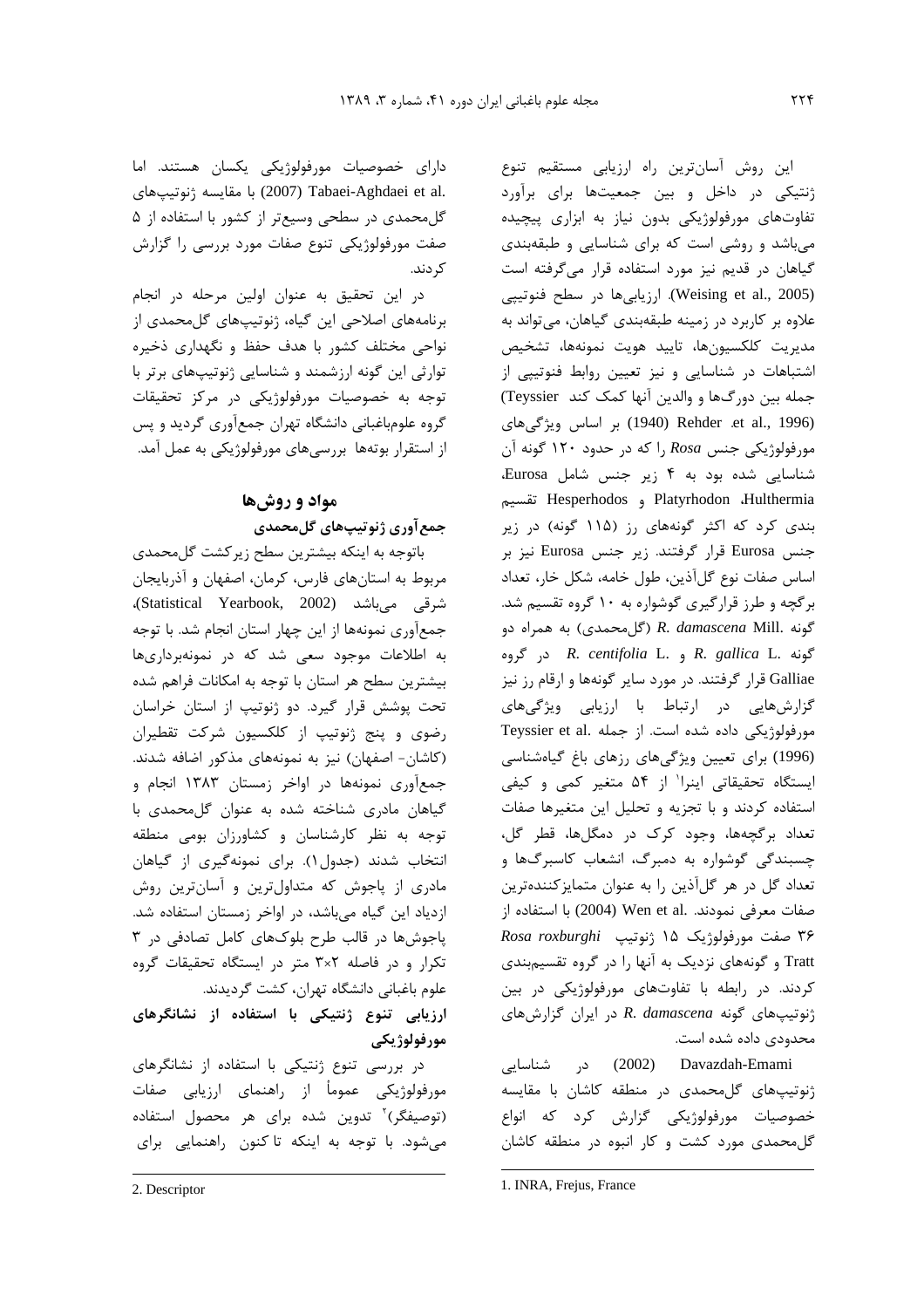این روش آسان‌ترین راه ارزیابی مستقیم تنوع ژنتیکی در داخل و بین جمعیت‌ها برای برآورد تفاوت‌های مورفولوژیکی بدون نیاز به ابزاری پیچیده می‌باشد و روشی است که برای شناسایی و طبقه‌بندی گیاهان در قدیم نیز مورد استفاده قرار می‌گرفته است (Weising et al., 2005). ارزیابی‌ها در سطح فنوتیپی علاوه بر کاربرد در زمینه طبقه‌بندی گیاهان، می‌تواند به مدیریت کلکسیون‌ها، تایید هویت نمونه‌ها، تشخیص اشتباهات در شناسایی و نیز تعیین روابط فنوتیپی از جمله بین دورگ‌ها و والدین آنها کمک کند (Teyssier et al., 1996). Rehder (1940) بر اساس ویژگی‌های مورفولوژیکی جنس *Rosa* را که در حدود ۱۲۰ گونه آن شناسایی شده بود به ۴ زیر جنس شامل Eurosa، Hulthermia، Platyrhodon و Hesperhodos تقسیم بندی کرد که اکثر گونه‌های رز (۱۱۵ گونه) در زیر جنس Eurosa قرار گرفتند. زیر جنس Eurosa نیز بر اساس صفات نوع گل‌آذین، طول خامه، شکل خار، تعداد برگچه و طرز قرارگیری گوشواره به ۱۰ گروه تقسیم شد. گونه *R. damascena* Mill. (گل‌محمدی) به همراه دو گونه *R. gallica* L. و *R. centifolia* L. در گروه Galliae قرار گرفتند. در مورد سایر گونه‌ها و ارقام رز نیز گزارش‌هایی در ارتباط با ارزیابی ویژگی‌های مورفولوژیکی داده شده است. از جمله Teyssier et al. (1996) برای تعیین ویژگی‌های رزهای باغ گیاه‌شناسی ایستگاه تحقیقاتی اینرا[1] از ۵۴ متغیر کمی و کیفی استفاده کردند و با تجزیه و تحلیل این متغیرها صفات تعداد برگچه‌ها، وجود کرک در دمگل‌ها، قطر گل، چسبندگی گوشواره به دمبرگ، انشعاب کاسبرگ‌ها و تعداد گل در هر گل‌آذین را به عنوان متمایزکننده‌ترین صفات معرفی نمودند. Wen et al. (2004) با استفاده از ۳۶ صفت مورفولوژیک ۱۵ ژنوتیپ *Rosa roxburghi* Tratt و گونه‌های نزدیک به آنها را در گروه تقسیم‌بندی کردند. در رابطه با تفاوت‌های مورفولوژیکی در بین ژنوتیپ‌های گونه *R. damascena* در ایران گزارش‌های محدودی داده شده است.

Davazdah-Emami (2002) در شناسایی ژنوتیپ‌های گل‌محمدی در منطقه کاشان با مقایسه خصوصیات مورفولوژیکی گزارش کرد که انواع گل‌محمدی مورد کشت و کار انبوه در منطقه کاشان دارای خصوصیات مورفولوژیکی یکسان هستند. اما Tabaei-Aghdaei et al. (2007) با مقایسه ژنوتیپ‌های گل‌محمدی در سطحی وسیع‌تر از کشور با استفاده از ۵ صفت مورفولوژیکی تنوع صفات مورد بررسی را گزارش کردند.

در این تحقیق به عنوان اولین مرحله در انجام برنامه‌های اصلاحی این گیاه، ژنوتیپ‌های گل‌محمدی از نواحی مختلف کشور با هدف حفظ و نگهداری ذخیره توارثی این گونه ارزشمند و شناسایی ژنوتیپ‌های برتر با توجه به خصوصیات مورفولوژیکی در مرکز تحقیقات گروه علوم‌باغبانی دانشگاه تهران جمع‌آوری گردید و پس از استقرار بوته‌ها بررسی‌های مورفولوژیکی به عمل آمد.

## مواد و روش‌ها

### جمع‌آوری ژنوتیپ‌های گل‌محمدی

باتوجه به اینکه بیشترین سطح زیرکشت گل‌محمدی مربوط به استان‌های فارس، کرمان، اصفهان و آذربایجان شرقی می‌باشد (Statistical Yearbook, 2002)، جمع‌آوری نمونه‌ها از این چهار استان انجام شد. با توجه به اطلاعات موجود سعی شد که در نمونه‌برداری‌ها بیشترین سطح هر استان با توجه به امکانات فراهم شده تحت پوشش قرار گیرد. دو ژنوتیپ از استان خراسان رضوی و پنج ژنوتیپ از کلکسیون شرکت تقطیران (کاشان- اصفهان) نیز به نمونه‌های مذکور اضافه شدند. جمع‌آوری نمونه‌ها در اواخر زمستان ۱۳۸۳ انجام و گیاهان مادری شناخته شده به عنوان گل‌محمدی با توجه به نظر کارشناسان و کشاورزان بومی منطقه انتخاب شدند (جدول۱). برای نمونه‌گیری از گیاهان مادری از پاجوش که متداول‌ترین و آسان‌ترین روش ازدیاد این گیاه می‌باشد، در اواخر زمستان استفاده شد. پاجوش‌ها در قالب طرح بلوک‌های کامل تصادفی در ۳ تکرار و در فاصله ۳×۲ متر در ایستگاه تحقیقات گروه علوم باغبانی دانشگاه تهران، کشت گردیدند.

### ارزیابی تنوع ژنتیکی با استفاده از نشانگرهای مورفولوژیکی

در بررسی تنوع ژنتیکی با استفاده از نشانگرهای مورفولوژیکی عموماً از راهنمای ارزیابی صفات (توصیفگر)[2] تدوین شده برای هر محصول استفاده می‌شود. با توجه به اینکه تا کنون راهنمایی برای

---

1. INRA, Frejus, France

2. Descriptor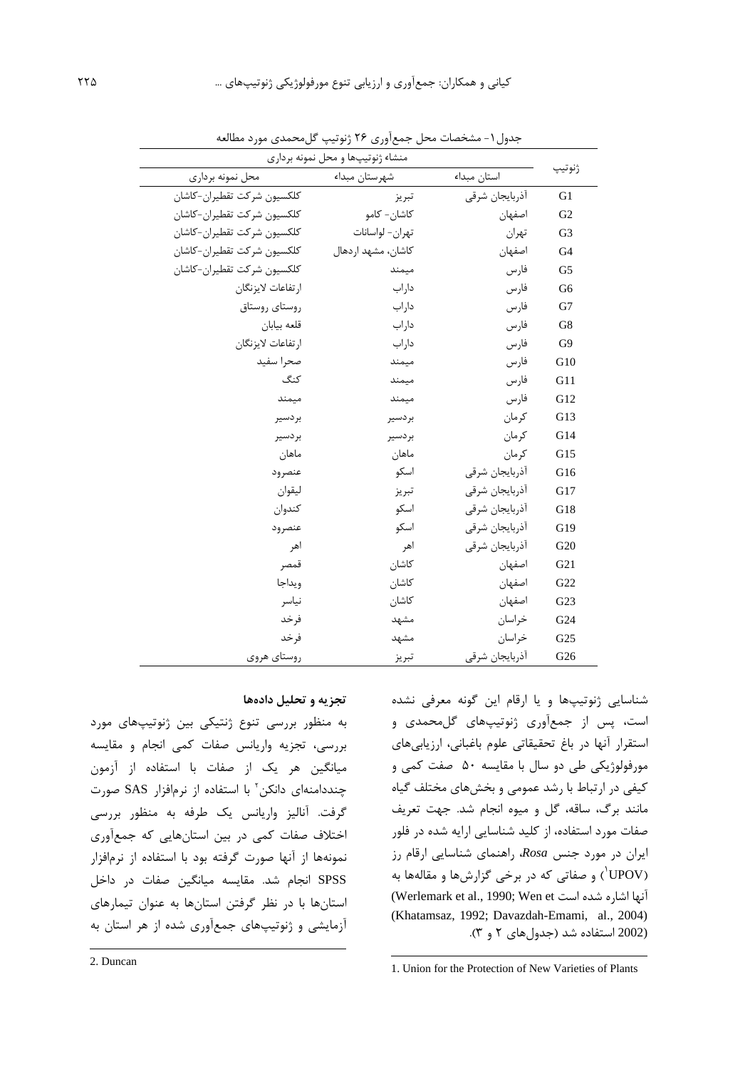جدول۱- مشخصات محل جمع‌آوری ۲۶ ژنوتیپ گل‌محمدی مورد مطالعه

| ژنوتیپ | منشاء ژنوتیپ‌ها و محل نمونه برداری | | |
|---|---|---|---|
| | استان مبداء | شهرستان مبداء | محل نمونه برداری |
| G1 | آذربایجان شرقی | تبریز | کلکسیون شرکت تقطیران-کاشان |
| G2 | اصفهان | کاشان- کامو | کلکسیون شرکت تقطیران-کاشان |
| G3 | تهران | تهران- لواسانات | کلکسیون شرکت تقطیران-کاشان |
| G4 | اصفهان | کاشان، مشهد اردهال | کلکسیون شرکت تقطیران-کاشان |
| G5 | فارس | میمند | کلکسیون شرکت تقطیران-کاشان |
| G6 | فارس | داراب | ارتفاعات لایزنگان |
| G7 | فارس | داراب | روستای روستاق |
| G8 | فارس | داراب | قلعه بیابان |
| G9 | فارس | داراب | ارتفاعات لایزنگان |
| G10 | فارس | میمند | صحرا سفید |
| G11 | فارس | میمند | کنگ |
| G12 | فارس | میمند | میمند |
| G13 | کرمان | بردسیر | بردسیر |
| G14 | کرمان | بردسیر | بردسیر |
| G15 | کرمان | ماهان | ماهان |
| G16 | آذربایجان شرقی | اسکو | عنصرود |
| G17 | آذربایجان شرقی | تبریز | لیقوان |
| G18 | آذربایجان شرقی | اسکو | کندوان |
| G19 | آذربایجان شرقی | اسکو | عنصرود |
| G20 | آذربایجان شرقی | اهر | اهر |
| G21 | اصفهان | کاشان | قمصر |
| G22 | اصفهان | کاشان | ویداجا |
| G23 | اصفهان | کاشان | نیاسر |
| G24 | خراسان | مشهد | فرخد |
| G25 | خراسان | مشهد | فرخد |
| G26 | آذربایجان شرقی | تبریز | روستای هروی |

شناسایی ژنوتیپ‌ها و یا ارقام این گونه معرفی نشده است، پس از جمع‌آوری ژنوتیپ‌های گل‌محمدی و استقرار آنها در باغ تحقیقاتی علوم باغبانی، ارزیابی‌های مورفولوژیکی طی دو سال با مقایسه ۵۰ صفت کمی و کیفی در ارتباط با رشد عمومی و بخش‌های مختلف گیاه مانند برگ، ساقه، گل و میوه انجام شد. جهت تعریف صفات مورد استفاده، از کلید شناسایی ارایه شده در فلور ایران در مورد جنس *Rosa*، راهنمای شناسایی ارقام رز (UPOV[1]) و صفاتی که در برخی گزارش‌ها و مقاله‌ها به آنها اشاره شده است (Werlemark et al., 1990; Wen et al., 2004) (Khatamsaz, 1992; Davazdah-Emami, 2002) استفاده شد (جدول‌های ۲ و ۳).

### تجزیه و تحلیل داده‌ها

به منظور بررسی تنوع ژنتیکی بین ژنوتیپ‌های مورد بررسی، تجزیه واریانس صفات کمی انجام و مقایسه میانگین هر یک از صفات با استفاده از آزمون چنددامنه‌ای دانکن[2] با استفاده از نرم‌افزار SAS صورت گرفت. آنالیز واریانس یک طرفه به منظور بررسی اختلاف صفات کمی در بین استان‌هایی که جمع‌آوری نمونه‌ها از آنها صورت گرفته بود با استفاده از نرم‌افزار SPSS انجام شد. مقایسه میانگین صفات در داخل استان‌ها با در نظر گرفتن استان‌ها به عنوان تیمارهای آزمایشی و ژنوتیپ‌های جمع‌آوری شده از هر استان به

1. Union for the Protection of New Varieties of Plants

2. Duncan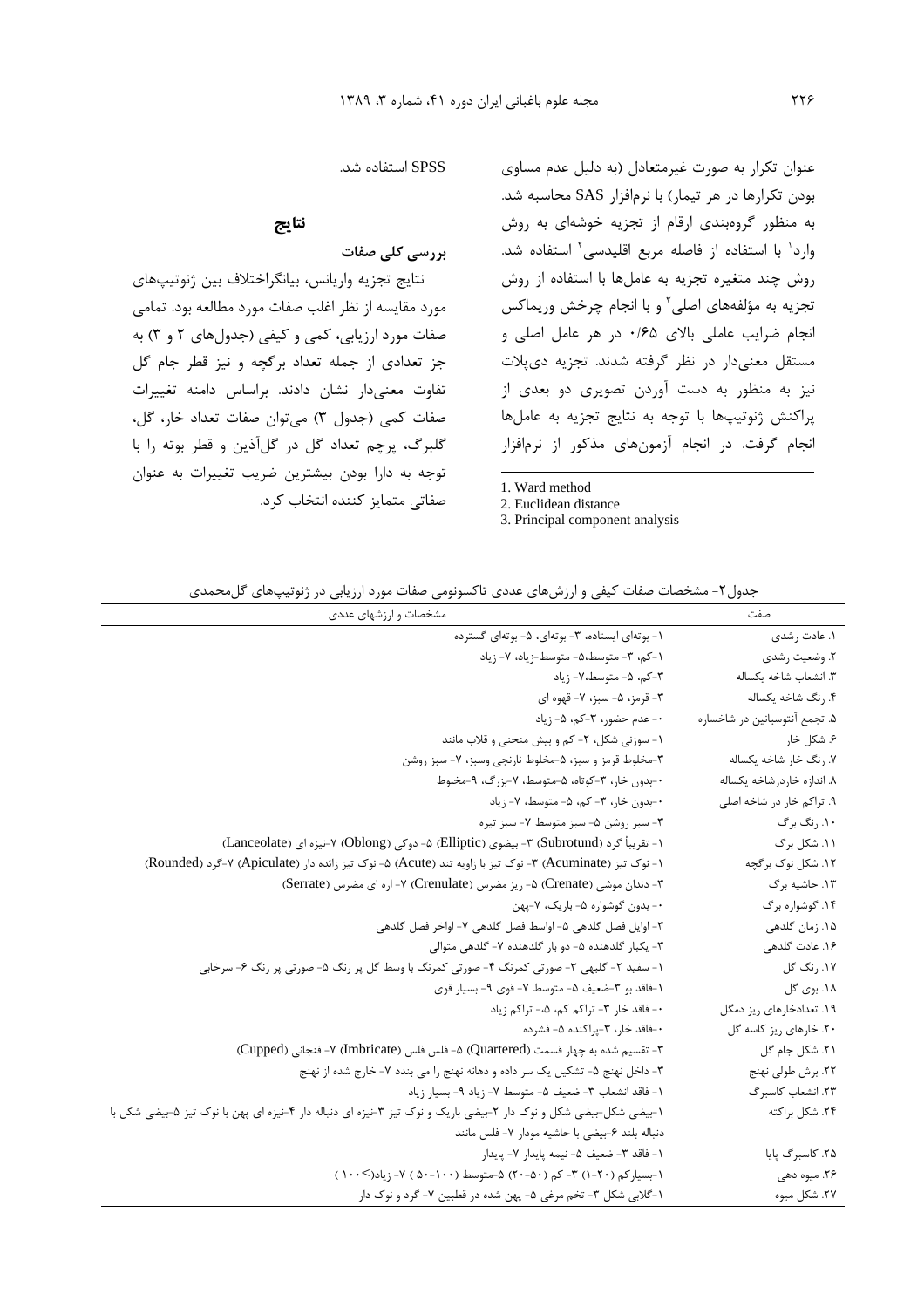عنوان تکرار به صورت غیرمتعادل (به دلیل عدم مساوی بودن تکرارها در هر تیمار) با نرم‌افزار SAS محاسبه شد. به منظور گروه‌بندی ارقام از تجزیه خوشه‌ای به روش وارد[1] با استفاده از فاصله مربع اقلیدسی[2] استفاده شد. روش چند متغیره تجزیه به عامل‌ها با استفاده از روش تجزیه به مؤلفه‌های اصلی[3] و با انجام چرخش وریماکس انجام ضرایب عاملی بالای ۰/۶۵ در هر عامل اصلی و مستقل معنی‌دار در نظر گرفته شدند. تجزیه دی‌پلات نیز به منظور به دست آوردن تصویری دو بعدی از پراکنش ژنوتیپ‌ها با توجه به نتایج تجزیه به عامل‌ها انجام گرفت. در انجام آزمون‌های مذکور از نرم‌افزار SPSS استفاده شد.

1. Ward method
2. Euclidean distance
3. Principal component analysis

## نتایج

### بررسی کلی صفات

نتایج تجزیه واریانس، بیانگراختلاف بین ژنوتیپ‌های مورد مقایسه از نظر اغلب صفات مورد مطالعه بود. تمامی صفات مورد ارزیابی، کمی و کیفی (جدول‌های ۲ و ۳) به جز تعدادی از جمله تعداد برگچه و نیز قطر جام گل تفاوت معنی‌دار نشان دادند. براساس دامنه تغییرات صفات کمی (جدول ۳) می‌توان صفات تعداد خار، گل، گلبرگ، پرچم تعداد گل در گل‌آذین و قطر بوته را با توجه به دارا بودن بیشترین ضریب تغییرات به عنوان صفاتی متمایز کننده انتخاب کرد.

جدول۲- مشخصات صفات کیفی و ارزش‌های عددی تاکسونومی صفات مورد ارزیابی در ژنوتیپ‌های گل‌محمدی

| صفت | مشخصات و ارزشهای عددی |
|---|---|
| ۱. عادت رشدی | ۱- بوته‌ای ایستاده، ۳- بوته‌ای، ۵- بوته‌ای گسترده |
| ۲. وضعیت رشدی | ۱-کم، ۳- متوسط،۵- متوسط-زیاد، ۷- زیاد |
| ۳. انشعاب شاخه یکساله | ۳-کم، ۵- متوسط،۷- زیاد |
| ۴. رنگ شاخه یکساله | ۳- قرمز، ۵- سبز، ۷- قهوه ای |
| ۵. تجمع آنتوسیانین در شاخساره | ۰- عدم حضور، ۳-کم، ۵- زیاد |
| ۶. شکل خار | ۱- سوزنی شکل، ۲- کم و بیش منحنی و قلاب مانند |
| ۷. رنگ خار شاخه یکساله | ۳-مخلوط قرمز و سبز، ۵-مخلوط نارنجی وسبز، ۷- سبز روشن |
| ۸. اندازه خاردرشاخه یکساله | ۰-بدون خار، ۳-کوتاه، ۵-متوسط، ۷-بزرگ، ۹-مخلوط |
| ۹. تراکم خار در شاخه اصلی | ۰-بدون خار، ۳- کم، ۵- متوسط، ۷- زیاد |
| ۱۰. رنگ برگ | ۳- سبز روشن ۵- سبز متوسط ۷- سبز تیره |
| ۱۱. شکل برگ | ۱- تقریباً گرد (Subrotund) ۳- بیضوی (Elliptic) ۵- دوکی (Oblong) ۷-نیزه ای (Lanceolate) |
| ۱۲. شکل نوک برگچه | ۱- نوک تیز (Acuminate) ۳- نوک تیز با زاویه تند (Acute) ۵- نوک تیز زائده دار (Apiculate) ۷-گرد (Rounded) |
| ۱۳. حاشیه برگ | ۳- دندان موشی (Crenate) ۵- ریز مضرس (Crenulate) ۷- اره ای مضرس (Serrate) |
| ۱۴. گوشواره برگ | ۰- بدون گوشواره ۵- باریک، ۷-پهن |
| ۱۵. زمان گلدهی | ۳- اوایل فصل گلدهی ۵- اواسط فصل گلدهی ۷- اواخر فصل گلدهی |
| ۱۶. عادت گلدهی | ۳- یکبار گلدهنده ۵- دو بار گلدهنده ۷- گلدهی متوالی |
| ۱۷. رنگ گل | ۱- سفید ۲- گلبهی ۳- صورتی کمرنگ ۴- صورتی کمرنگ با وسط گل پر رنگ ۵- صورتی پر رنگ ۶- سرخابی |
| ۱۸. بوی گل | ۱-فاقد بو ۳-ضعیف ۵- متوسط ۷- قوی ۹- بسیار قوی |
| ۱۹. تعدادخارهای ریز دمگل | ۰- فاقد خار ۳- تراکم کم، ۵- تراکم زیاد |
| ۲۰. خارهای ریز کاسه گل | ۰-فاقد خار، ۳-پراکنده ۵- فشرده |
| ۲۱. شکل جام گل | ۳- تقسیم شده به چهار قسمت (Quartered) ۵- فلس فلس (Imbricate) ۷- فنجانی (Cupped) |
| ۲۲. برش طولی نهنج | ۳- داخل نهنج ۵- تشکیل یک سر داده و دهانه نهنج را می بندد ۷- خارج شده از نهنج |
| ۲۳. انشعاب کاسبرگ | ۱- فاقد انشعاب ۳- ضعیف ۵- متوسط ۷- زیاد ۹- بسیار زیاد |
| ۲۴. شکل براکته | ۱-بیضی شکل-بیضی شکل و نوک دار ۲-بیضی باریک و نوک تیز ۳-نیزه ای دنباله دار ۴-نیزه ای پهن با نوک تیز ۵-بیضی شکل با دنباله بلند ۶-بیضی با حاشیه مودار ۷- فلس مانند |
| ۲۵. کاسبرگ پایا | ۱- فاقد ۳- ضعیف ۵- نیمه پایدار ۷- پایدار |
| ۲۶. میوه دهی | ۱-بسیارکم (۲۰-۱) ۳- کم (۵۰-۲۰) ۵-متوسط (۱۰۰-۵۰ ) ۷- زیاد(<۱۰۰ ) |
| ۲۷. شکل میوه | ۱-گلابی شکل ۳- تخم مرغی ۵- پهن شده در قطبین ۷- گرد و نوک دار |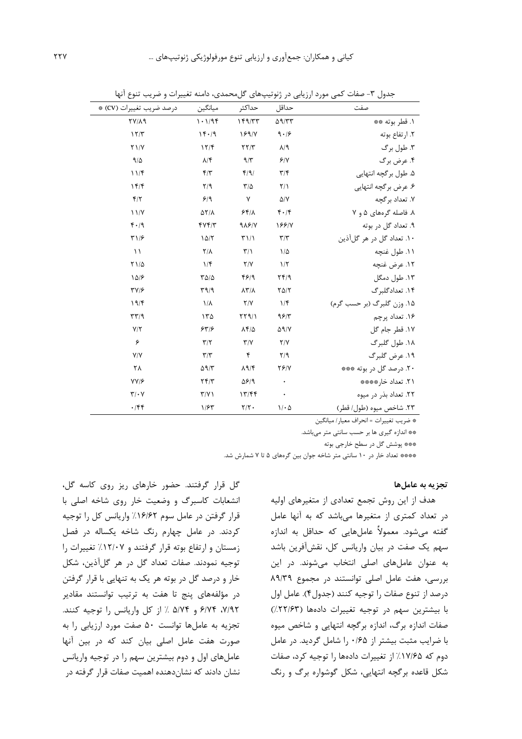جدول ۳- صفات کمی مورد ارزیابی در ژنوتیپ‌های گل‌محمدی، دامنه تغییرات و ضریب تنوع آنها

| صفت | حداقل | حداکثر | میانگین | درصد ضریب تغییرات (CV) * |
|---|---|---|---|---|
| ۱. قطر بوته ** | ۵۹/۳۳ | ۱۴۹/۳۳ | ۱۰۱/۹۴ | ۲۷/۸۹ |
| ۲. ارتفاع بوته | ۹۰/۶ | ۱۶۹/۷ | ۱۴۰/۹ | ۱۲/۳ |
| ۳. طول برگ | ۸/۹ | ۲۲/۳ | ۱۲/۴ | ۲۱/۷ |
| ۴. عرض برگ | ۶/۷ | ۹/۳ | ۸/۴ | ۹/۵ |
| ۵. طول برگچه انتهایی | ۳/۴ | ۴/۹/ | ۴/۳ | ۱۱/۴ |
| ۶. عرض برگچه انتهایی | ۲/۱ | ۳/۵ | ۲/۹ | ۱۴/۴ |
| ۷. تعداد برگچه | ۵/۷ | ۷ | ۶/۹ | ۴/۲ |
| ۸. فاصله گره‌های ۵ و ۷ | ۴۰/۴ | ۶۴/۸ | ۵۲/۸ | ۱۱/۷ |
| ۹. تعداد گل در بوته | ۱۶۶/۷ | ۹۸۶/۷ | ۴۷۴/۳ | ۴۰/۹ |
| ۱۰. تعداد گل در هر گل‌آذین | ۳/۳ | ۳۱/۱ | ۱۵/۲ | ۳۱/۶ |
| ۱۱. طول غنچه | ۱/۵ | ۳/۱ | ۲/۸ | ۱۱ |
| ۱۲. عرض غنچه | ۱/۲ | ۲/۷ | ۱/۴ | ۲۱/۵ |
| ۱۳. طول دمگل | ۲۴/۹ | ۴۶/۹ | ۳۵/۵ | ۱۵/۶ |
| ۱۴. تعدادگلبرگ | ۲۵/۲ | ۸۳/۸ | ۳۹/۹ | ۳۷/۶ |
| ۱۵. وزن گلبرگ (بر حسب گرم) | ۱/۴ | ۲/۷ | ۱/۸ | ۱۹/۴ |
| ۱۶. تعداد پرچم | ۹۶/۳ | ۲۲۹/۱ | ۱۳۵ | ۳۳/۹ |
| ۱۷. قطر جام گل | ۵۹/۷ | ۸۴/۵ | ۶۳/۶ | ۷/۲ |
| ۱۸. طول گلبرگ | ۲/۷ | ۳/۷ | ۳/۲ | ۶ |
| ۱۹. عرض گلبرگ | ۲/۹ | ۴ | ۳/۳ | ۷/۷ |
| ۲۰. درصد گل در بوته *** | ۲۶/۷ | ۸۹/۴ | ۵۹/۳ | ۲۸ |
| ۲۱. تعداد خار**** | ۰ | ۵۶/۹ | ۲۴/۳ | ۷۷/۶ |
| ۲۲. تعداد بذر در میوه | ۰ | ۱۳/۴۴ | ۳/۷۱ | ۳/۰۷ |
| ۲۳. شاخص میوه (طول/ قطر) | ۱/۰۵ | ۲/۲۰ | ۱/۶۳ | ۰/۴۴ |

* ضریب تغییرات = انحراف معیار/ میانگین

** اندازه گیری ها بر حسب سانتی متر می‌باشد.

*** پوشش گل در سطح خارجی بوته

**** تعداد خار در ۱۰ سانتی متر شاخه جوان بین گره‌های ۵ تا ۷ شمارش شد.

### تجزیه به عامل‌ها

هدف از این روش تجمع تعدادی از متغیرهای اولیه در تعداد کمتری از متغیرها می‌باشد که به آنها عامل گفته می‌شود. معمولاً عامل‌هایی که حداقل به اندازه سهم یک صفت در بیان واریانس کل، نقش‌آفرین باشد به عنوان عامل‌های اصلی انتخاب می‌شوند. در این بررسی، هفت عامل اصلی توانستند در مجموع ۸۹/۳۹ درصد از تنوع صفات را توجیه کنند (جدول۴). عامل اول با بیشترین سهم در توجیه تغییرات داده‌ها (۲۲/۶۳٪) صفات اندازه برگ، اندازه برگچه انتهایی و شاخص میوه با ضرایب مثبت بیشتر از ۰/۶۵ را شامل گردید. در عامل دوم که ۱۷/۶۵٪ از تغییرات داده‌ها را توجیه کرد، صفات شکل قاعده برگچه انتهایی، شکل گوشواره برگ و رنگ گل قرار گرفتند. حضور خارهای ریز روی کاسه گل، انشعابات کاسبرگ و وضعیت خار روی شاخه اصلی با قرار گرفتن در عامل سوم ۱۶/۶۲٪ واریانس کل را توجیه کردند. در عامل چهارم رنگ شاخه یکساله در فصل زمستان و ارتفاع بوته قرار گرفتند و ۱۲/۰۷٪ تغییرات را توجیه نمودند. صفات تعداد گل در هر گل‌آذین، شکل خار و درصد گل در بوته هر یک به تنهایی با قرار گرفتن در مؤلفه‌های پنج تا هفت به ترتیب توانستند مقادیر ۷/۹۲، ۶/۷۴ و ۵/۷۴ ٪ از کل واریانس را توجیه کنند. تجزیه به عامل‌ها توانست ۵۰ صفت مورد ارزیابی را به صورت هفت عامل اصلی بیان کند که در بین آنها عامل‌های اول و دوم بیشترین سهم را در توجیه واریانس نشان دادند که نشان‌دهنده اهمیت صفات قرار گرفته در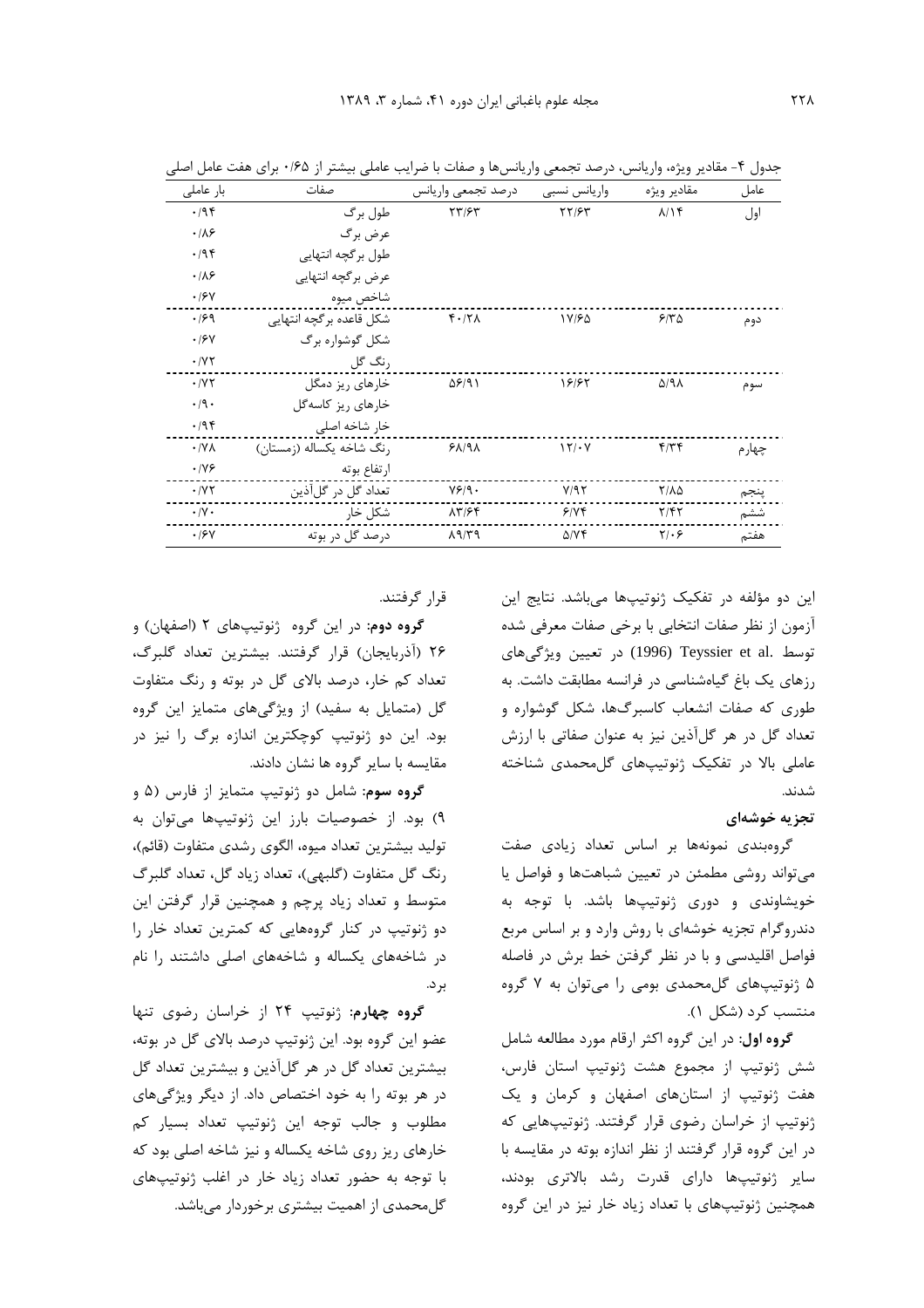جدول ۴- مقادیر ویژه، واریانس، درصد تجمعی واریانس‌ها و صفات با ضرایب عاملی بیشتر از ۰/۶۵ برای هفت عامل اصلی

| عامل | مقادیر ویژه | واریانس نسبی | درصد تجمعی واریانس | صفات | بار عاملی |
|---|---|---|---|---|---|
| اول | ۸/۱۴ | ۲۳/۶۳ | ۲۳/۶۳ | طول برگ | ۰/۹۴ |
| | | | | عرض برگ | ۰/۸۶ |
| | | | | طول برگچه انتهایی | ۰/۹۴ |
| | | | | عرض برگچه انتهایی | ۰/۸۶ |
| | | | | شاخص میوه | ۰/۶۷ |
| دوم | ۶/۳۵ | ۱۷/۶۵ | ۴۰/۲۸ | شکل قاعده برگچه انتهایی | ۰/۶۹ |
| | | | | شکل گوشواره برگ | ۰/۶۷ |
| | | | | رنگ گل | ۰/۷۲ |
| سوم | ۵/۹۸ | ۱۶/۶۳ | ۵۶/۹۱ | خارهای ریز دمگل | ۰/۷۲ |
| | | | | خارهای ریز کاسه‌گل | ۰/۹۰ |
| | | | | خار شاخه اصلی | ۰/۹۴ |
| چهارم | ۴/۳۴ | ۱۲/۰۷ | ۶۸/۹۸ | رنگ شاخه یکساله (زمستان) | ۰/۷۸ |
| | | | | ارتفاع بوته | ۰/۷۶ |
| پنجم | ۲/۸۵ | ۷/۹۲ | ۷۶/۹۰ | تعداد گل در گل‌آذین | ۰/۷۲ |
| ششم | ۲/۴۲ | ۶/۷۴ | ۸۳/۶۴ | شکل خار | ۰/۷۰ |
| هفتم | ۲/۰۶ | ۵/۷۴ | ۸۹/۳۹ | درصد گل در بوته | ۰/۶۷ |

این دو مؤلفه در تفکیک ژنوتیپ‌ها می‌باشد. نتایج این آزمون از نظر صفات انتخابی با برخی صفات معرفی شده توسط Teyssier et al. (1996) در تعیین ویژگی‌های رزهای یک باغ گیاه‌شناسی در فرانسه مطابقت داشت. به طوری که صفات انشعاب کاسبرگ‌ها، شکل گوشواره و تعداد گل در هر گل‌آذین نیز به عنوان صفاتی با ارزش عاملی بالا در تفکیک ژنوتیپ‌های گل‌محمدی شناخته شدند.

**تجزیه خوشه‌ای**

گروه‌بندی نمونه‌ها بر اساس تعداد زیادی صفت می‌تواند روشی مطمئن در تعیین شباهت‌ها و فواصل یا خویشاوندی و دوری ژنوتیپ‌ها باشد. با توجه به دندروگرام تجزیه خوشه‌ای با روش وارد و بر اساس مربع فواصل اقلیدسی و با در نظر گرفتن خط برش در فاصله ۵ ژنوتیپ‌های گل‌محمدی بومی را می‌توان به ۷ گروه منتسب کرد (شکل ۱).

**گروه اول**: در این گروه اکثر ارقام مورد مطالعه شامل شش ژنوتیپ از مجموع هشت ژنوتیپ استان فارس، هفت ژنوتیپ از استان‌های اصفهان و کرمان و یک ژنوتیپ از خراسان رضوی قرار گرفتند. ژنوتیپ‌هایی که در این گروه قرار گرفتند از نظر اندازه بوته در مقایسه با سایر ژنوتیپ‌ها دارای قدرت رشد بالاتری بودند، همچنین ژنوتیپ‌های با تعداد زیاد خار نیز در این گروه قرار گرفتند.

**گروه دوم**: در این گروه ژنوتیپ‌های ۲ (اصفهان) و ۲۶ (آذربایجان) قرار گرفتند. بیشترین تعداد گلبرگ، تعداد کم خار، درصد بالای گل در بوته و رنگ متفاوت گل (متمایل به سفید) از ویژگی‌های متمایز این گروه بود. این دو ژنوتیپ کوچکترین اندازه برگ را نیز در مقایسه با سایر گروه ها نشان دادند.

**گروه سوم**: شامل دو ژنوتیپ متمایز از فارس (۵ و ۹) بود. از خصوصیات بارز این ژنوتیپ‌ها می‌توان به تولید بیشترین تعداد میوه، الگوی رشدی متفاوت (قائم)، رنگ گل متفاوت (گلبهی)، تعداد زیاد گل، تعداد گلبرگ متوسط و تعداد زیاد پرچم و همچنین قرار گرفتن این دو ژنوتیپ در کنار گروه‌هایی که کمترین تعداد خار را در شاخه‌های یکساله و شاخه‌های اصلی داشتند را نام برد.

**گروه چهارم**: ژنوتیپ ۲۴ از خراسان رضوی تنها عضو این گروه بود. این ژنوتیپ درصد بالای گل در بوته، بیشترین تعداد گل در هر گل‌آذین و بیشترین تعداد گل در هر بوته را به خود اختصاص داد. از دیگر ویژگی‌های مطلوب و جالب توجه این ژنوتیپ تعداد بسیار کم خارهای ریز روی شاخه یکساله و نیز شاخه اصلی بود که با توجه به حضور تعداد زیاد خار در اغلب ژنوتیپ‌های گل‌محمدی از اهمیت بیشتری برخوردار می‌باشد.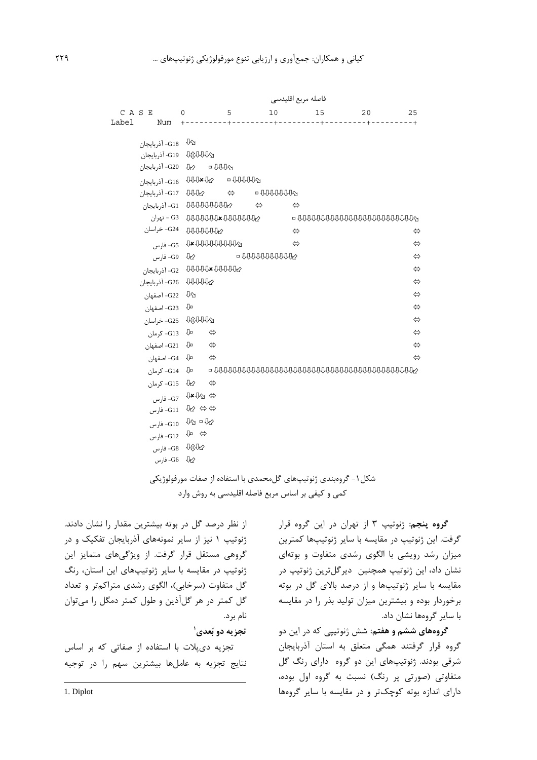```
                                   فاصله مربع اقلیدسی
 C A S E        0         5        10        15        20        25
 Label     Num  +---------+---------+---------+---------+---------+

G18- آذربایجان
G19- آذربایجان
G20- آذربایجان
G16- آذربایجان
G17- آذربایجان
G1- آذربایجان
G3 - تهران
G24- خراسان
G5- فارس
G9- فارس
G2- آذربایجان
G26- آذربایجان
G22- آصفهان
G23- اصفهان
G25- خراسان
G13- کرمان
G21- اصفهان
G4- اصفهان
G14- کرمان
G15- کرمان
G7- فارس
G11- فارس
G10- فارس
G12- فارس
G8- فارس
G6- فارس
```

شکل۱- گروه‌بندی ژنوتیپ‌های گل‌محمدی با استفاده از صفات مورفولوژیکی کمی و کیفی بر اساس مربع فاصله اقلیدسی به روش وارد

**گروه پنجم**: ژنوتیپ ۳ از تهران در این گروه قرار گرفت. این ژنوتیپ در مقایسه با سایر ژنوتیپ‌ها کمترین میزان رشد رویشی با الگوی رشدی متفاوت و بوته‌ای نشان داد، این ژنوتیپ همچنین دیرگل‌ترین ژنوتیپ در مقایسه با سایر ژنوتیپ‌ها و از درصد بالای گل در بوته برخوردار بوده و بیشترین میزان تولید بذر را در مقایسه با سایر گروه‌ها نشان داد.

**گروه‌های ششم و هفتم**: شش ژنوتیپی که در این دو گروه قرار گرفتند همگی متعلق به استان آذربایجان شرقی بودند. ژنوتیپ‌های این دو گروه دارای رنگ گل متفاوتی (صورتی پر رنگ) نسبت به گروه اول بوده، دارای اندازه بوته کوچک‌تر و در مقایسه با سایر گروه‌ها از نظر درصد گل در بوته بیشترین مقدار را نشان دادند. ژنوتیپ ۱ نیز از سایر نمونه‌های آذربایجان تفکیک و در گروهی مستقل قرار گرفت. از ویژگی‌های متمایز این ژنوتیپ در مقایسه با سایر ژنوتیپ‌های این استان، رنگ گل متفاوت (سرخابی)، الگوی رشدی متراکم‌تر و تعداد گل کمتر در هر گل‌آذین و طول کمتر دمگل را می‌توان نام برد.

### تجزیه دو بُعدی[1]

تجزیه دی‌پلات با استفاده از صفاتی که بر اساس نتایج تجزیه به عامل‌ها بیشترین سهم را در توجیه

1. Diplot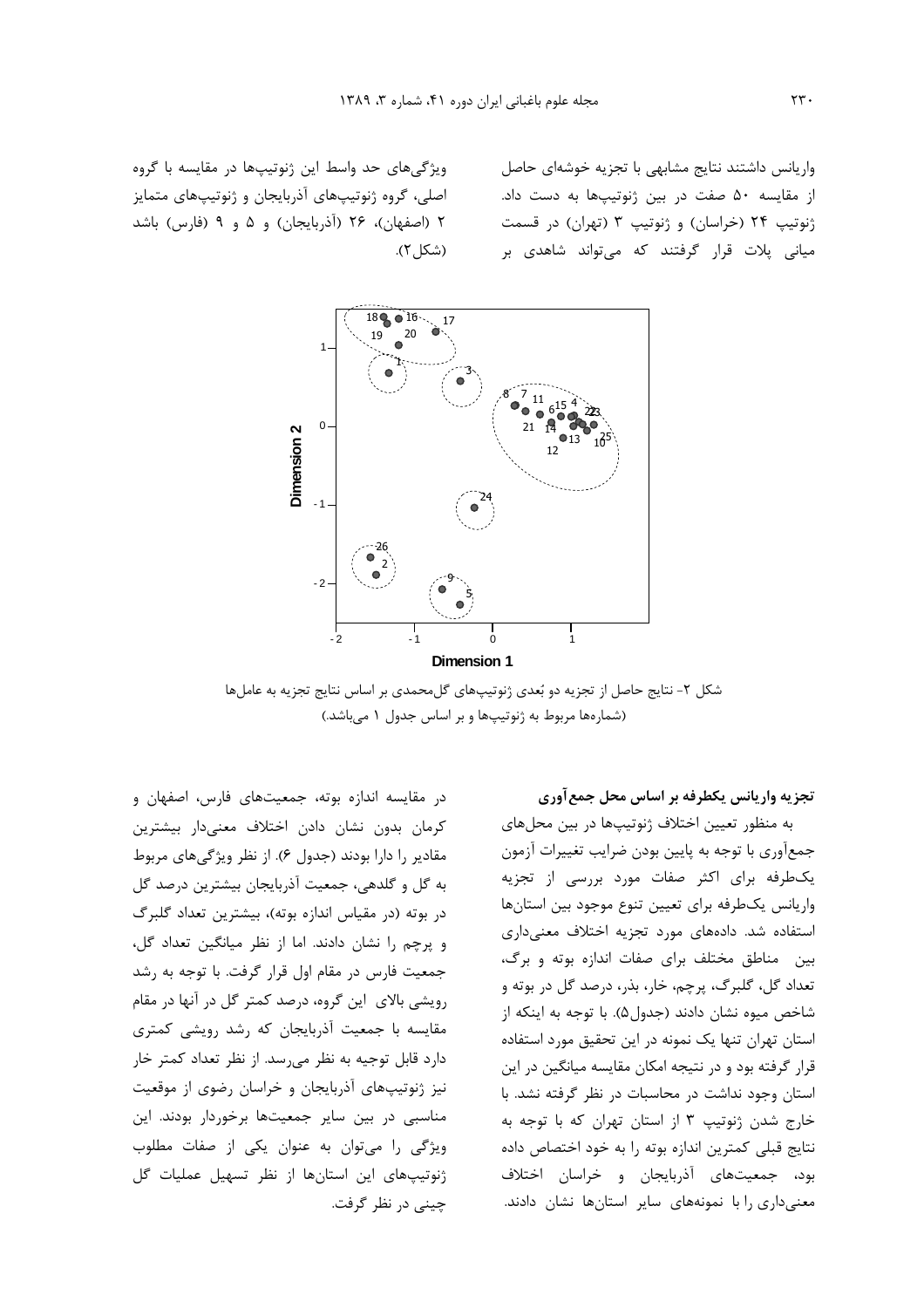واریانس داشتند نتایج مشابهی با تجزیه خوشه‌ای حاصل از مقایسه ۵۰ صفت در بین ژنوتیپ‌ها به دست داد. ژنوتیپ ۲۴ (خراسان) و ژنوتیپ ۳ (تهران) در قسمت میانی پلات قرار گرفتند که می‌تواند شاهدی بر ویژگی‌های حد واسط این ژنوتیپ‌ها در مقایسه با گروه اصلی، گروه ژنوتیپ‌های آذربایجان و ژنوتیپ‌های متمایز ۲ (اصفهان)، ۲۶ (آذربایجان) و ۵ و ۹ (فارس) باشد (شکل۲).

شکل ۲- نتایج حاصل از تجزیه دو بُعدی ژنوتیپ‌های گل‌محمدی بر اساس نتایج تجزیه به عامل‌ها
(شماره‌ها مربوط به ژنوتیپ‌ها و بر اساس جدول ۱ می‌باشد.)

**تجزیه واریانس یکطرفه بر اساس محل جمع‌آوری**

به منظور تعیین اختلاف ژنوتیپ‌ها در بین محل‌های جمع‌آوری با توجه به پایین بودن ضرایب تغییرات آزمون یک‌طرفه برای اکثر صفات مورد بررسی از تجزیه واریانس یک‌طرفه برای تعیین تنوع موجود بین استان‌ها استفاده شد. داده‌های مورد تجزیه اختلاف معنی‌داری بین مناطق مختلف برای صفات اندازه بوته و برگ، تعداد گل، گلبرگ، پرچم، خار، بذر، درصد گل در بوته و شاخص میوه نشان دادند (جدول۵). با توجه به اینکه از استان تهران تنها یک نمونه در این تحقیق مورد استفاده قرار گرفته بود و در نتیجه امکان مقایسه میانگین در این استان وجود نداشت در محاسبات در نظر گرفته نشد. با خارج شدن ژنوتیپ ۳ از استان تهران که با توجه به نتایج قبلی کمترین اندازه بوته را به خود اختصاص داده بود، جمعیت‌های آذربایجان و خراسان اختلاف معنی‌داری را با نمونه‌های سایر استان‌ها نشان دادند.

در مقایسه اندازه بوته، جمعیت‌های فارس، اصفهان و کرمان بدون نشان دادن اختلاف معنی‌دار بیشترین مقادیر را دارا بودند (جدول ۶). از نظر ویژگی‌های مربوط به گل و گلدهی، جمعیت آذربایجان بیشترین درصد گل در بوته (در مقیاس اندازه بوته)، بیشترین تعداد گلبرگ و پرچم را نشان دادند. اما از نظر میانگین تعداد گل، جمعیت فارس در مقام اول قرار گرفت. با توجه به رشد رویشی بالای این گروه، درصد کمتر گل در آنها در مقام مقایسه با جمعیت آذربایجان که رشد رویشی کمتری دارد قابل توجیه به نظر می‌رسد. از نظر تعداد کمتر خار نیز ژنوتیپ‌های آذربایجان و خراسان رضوی از موقعیت مناسبی در بین سایر جمعیت‌ها برخوردار بودند. این ویژگی را می‌توان به عنوان یکی از صفات مطلوب ژنوتیپ‌های این استان‌ها از نظر تسهیل عملیات گل چینی در نظر گرفت.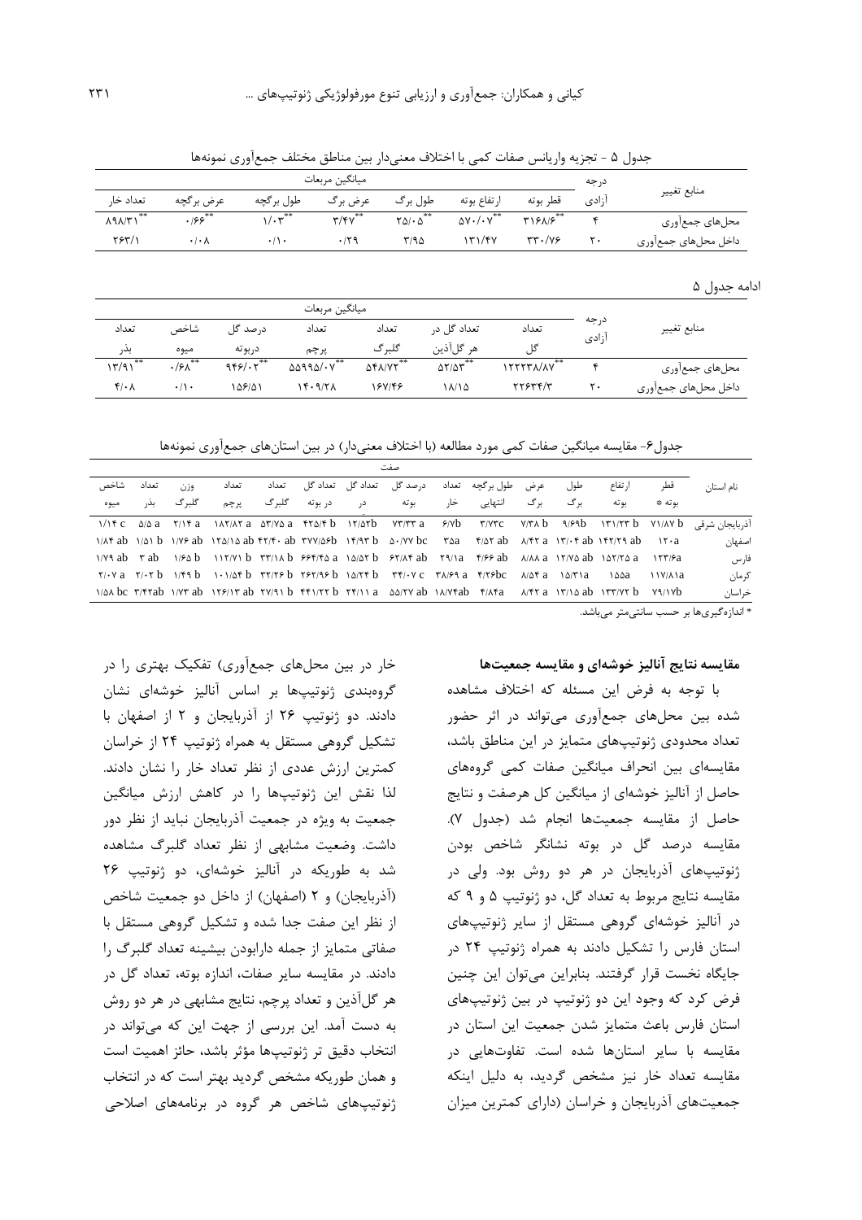جدول ۵ - تجزیه واریانس صفات کمی با اختلاف معنی‌دار بین مناطق مختلف جمع‌آوری نمونه‌ها

| منابع تغییر | درجه آزادی | میانگین مربعات | | | | | | |
|---|---|---|---|---|---|---|---|---|
| | | قطر بوته | ارتفاع بوته | طول برگ | عرض برگ | طول برگچه | عرض برگچه | تعداد خار |
| محل‌های جمع‌آوری | ۴ | $۳۱۶۸/۶^{**}$ | $۵۷۰/۰۷^{**}$ | $۲۵/۰۵^{**}$ | $۳/۴۷^{**}$ | $۱/۰۳^{**}$ | $۰/۶۶^{**}$ | $۸۹۸/۳۱^{**}$ |
| داخل محل‌های جمع‌آوری | ۲۰ | ۳۳۰/۷۶ | ۱۳۱/۴۷ | ۳/۹۵ | ۰/۲۹ | ۰/۱۰ | ۰/۰۸ | ۲۶۳/۱ |

ادامه جدول ۵

| منابع تغییر | درجه آزادی | میانگین مربعات | | | | | | |
|---|---|---|---|---|---|---|---|---|
| | | تعداد گل | تعداد گل در هر گل‌آذین | تعداد گلبرگ | تعداد پرچم | درصد گل دربوته | شاخص میوه | تعداد بذر |
| محل‌های جمع‌آوری | ۴ | $۱۲۲۲۳۸/۸۷^{**}$ | $۵۲/۵۳^{**}$ | $۵۴۸/۷۲^{**}$ | $۵۵۹۹۵/۰۷^{**}$ | $۹۴۶/۰۲^{**}$ | $۰/۶۸^{**}$ | $۱۳/۹۱^{**}$ |
| داخل محل‌های جمع‌آوری | ۲۰ | ۲۲۶۳۴/۳ | ۱۸/۱۵ | ۱۶۷/۴۶ | ۱۴۰۹/۲۸ | ۱۵۶/۵۱ | ۰/۱۰ | ۴/۰۸ |

جدول۶- مقایسه میانگین صفات کمی مورد مطالعه (با اختلاف معنی‌دار) در بین استان‌های جمع‌آوری نمونه‌ها

| نام استان | صفت | | | | | | | | | | | | | |
|---|---|---|---|---|---|---|---|---|---|---|---|---|---|---|
| | قطر بوته * | ارتفاع بوته | طول برگ | عرض برگ | طول برگچه انتهایی | تعداد خار | درصد گل بوته | تعداد گل در | تعداد گل در بوته | تعداد گلبرگ | تعداد پرچم | وزن گلبرگ | تعداد بذر | شاخص میوه |
| آذربایجان شرقی | ۷۱/۸۷ b | ۱۳۱/۲۳ b | ۹/۶۹b | ۷/۳۸ b | ۳/۷۳c | ۶/۷b | ۷۳/۳۳ a | ۱۲/۵۲b | ۴۲۵/۴ b | ۵۳/۷۵ a | ۱۸۲/۸۲ a | ۲/۱۴ a | ۵/۵ a | ۱/۱۴ c |
| اصفهان | ۱۲۰a | ۱۴۲/۲۹ ab | ۱۳/۰۴ ab | ۸/۴۲ a | ۴/۵۲ ab | ۳۵a | ۵۰/۷۷ bc | ۱۴/۹۳ b | ۳۷۷/۵۶b | ۴۲/۴۰ ab | ۱۳۵/۱۵ ab | ۱/۷۶ ab | ۱/۵۱ b | ۱/۸۴ ab |
| فارس | ۱۲۳/۶a | ۱۵۲/۲۵ a | ۱۲/۷۵ ab | ۸/۸۸ a | ۴/۶۶ ab | ۲۹/۱a | ۶۲/۸۴ ab | ۱۵/۵۲ b | ۶۶۴/۴۵ a | ۳۳/۱۸ b | ۱۱۲/۷۱ b | ۱/۶۵ b | ۳ ab | ۱/۷۹ ab |
| کرمان | ۱۱۷/۸۱a | ۱۵۵a | ۱۵/۳۱a | ۸/۵۴ a | ۴/۲۶bc | ۳۸/۶۹ a | ۳۴/۰۷ c | ۱۵/۲۴ b | ۲۶۲/۹۶ b | ۳۳/۲۶ b | ۱۰۱/۵۴ b | ۱/۴۹ b | ۲/۰۲ b | ۲/۰۷ a |
| خراسان | ۷۹/۱۷b | ۱۳۳/۷۲ b | ۱۳/۱۵ ab | ۸/۴۲ a | ۴/۸۴a | ۱۸/۷۴ab | ۵۵/۲۷ ab | ۲۴/۱۱ a | ۴۴۱/۲۲ b | ۲۷/۹۱ b | ۱۲۶/۱۳ ab | ۱/۷۳ ab | ۳/۴۲ab | ۱/۵۸ bc |

* اندازه‌گیری‌ها بر حسب سانتی‌متر می‌باشد.

## مقایسه نتایج آنالیز خوشه‌ای و مقایسه جمعیت‌ها

با توجه به فرض این مسئله که اختلاف مشاهده شده بین محل‌های جمع‌آوری می‌تواند در اثر حضور تعداد محدودی ژنوتیپ‌های متمایز در این مناطق باشد، مقایسه‌ای بین انحراف میانگین صفات کمی گروه‌های حاصل از آنالیز خوشه‌ای از میانگین کل هرصفت و نتایج حاصل از مقایسه جمعیت‌ها انجام شد (جدول ۷). مقایسه درصد گل در بوته نشانگر شاخص بودن ژنوتیپ‌های آذربایجان در هر دو روش بود. ولی در مقایسه نتایج مربوط به تعداد گل، دو ژنوتیپ ۵ و ۹ که در آنالیز خوشه‌ای گروهی مستقل از سایر ژنوتیپ‌های استان فارس را تشکیل دادند به همراه ژنوتیپ ۲۴ در جایگاه نخست قرار گرفتند. بنابراین می‌توان این چنین فرض کرد که وجود این دو ژنوتیپ در بین ژنوتیپ‌های استان فارس باعث متمایز شدن جمعیت این استان در مقایسه با سایر استان‌ها شده است. تفاوت‌هایی در مقایسه تعداد خار نیز مشخص گردید، به دلیل اینکه جمعیت‌های آذربایجان و خراسان (دارای کمترین میزان خار در بین محل‌های جمع‌آوری) تفکیک بهتری را در گروه‌بندی ژنوتیپ‌ها بر اساس آنالیز خوشه‌ای نشان دادند. دو ژنوتیپ ۲۶ از آذربایجان و ۲ از اصفهان با تشکیل گروهی مستقل به همراه ژنوتیپ ۲۴ از خراسان کمترین ارزش عددی را از نظر تعداد خار را نشان دادند. لذا نقش این ژنوتیپ‌ها را در کاهش ارزش میانگین جمعیت به ویژه در جمعیت آذربایجان نباید از نظر دور داشت. وضعیت مشابهی از نظر تعداد گلبرگ مشاهده شد به طوریکه در آنالیز خوشه‌ای، دو ژنوتیپ ۲۶ (آذربایجان) و ۲ (اصفهان) از داخل دو جمعیت شاخص از نظر این صفت جدا شده و تشکیل گروهی مستقل با صفاتی متمایز از جمله دارابودن بیشینه تعداد گلبرگ را دادند. در مقایسه سایر صفات، اندازه بوته، تعداد گل در هر گل‌آذین و تعداد پرچم، نتایج مشابهی در هر دو روش به دست آمد. این بررسی از جهت این که می‌تواند در انتخاب دقیق تر ژنوتیپ‌ها مؤثر باشد، حائز اهمیت است و همان طوریکه مشخص گردید بهتر است که در انتخاب ژنوتیپ‌های شاخص هر گروه در برنامه‌های اصلاحی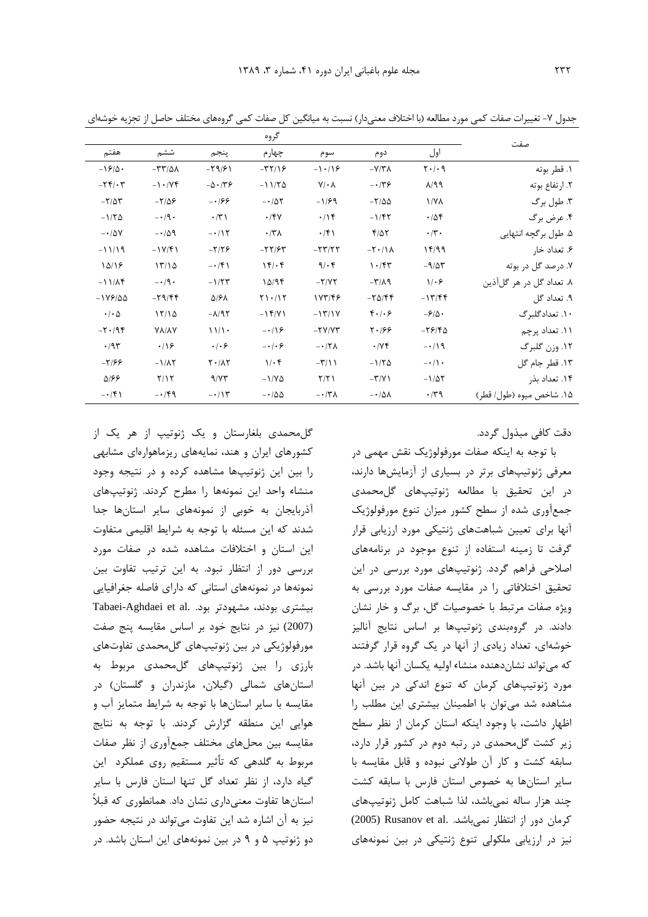جدول ۷- تغییرات صفات کمی مورد مطالعه (با اختلاف معنی‌دار) نسبت به میانگین کل صفات کمی گروه‌های مختلف حاصل از تجزیه خوشه‌ای

| صفت | گروه | | | | | | |
|---|---|---|---|---|---|---|---|
| | اول | دوم | سوم | چهارم | پنجم | ششم | هفتم |
| ۱. قطر بوته | ۲۰/۰۹ | -۷/۳۸ | -۱۰/۱۶ | -۳۲/۱۶ | -۲۹/۶۱ | -۳۳/۵۸ | -۱۶/۵۰ |
| ۲. ارتفاع بوته | ۸/۹۹ | -۰/۳۶ | ۷/۰۸ | -۱۱/۲۵ | -۵۰/۳۶ | -۱۰/۷۴ | -۲۴/۰۳ |
| ۳. طول برگ | ۱/۷۸ | -۲/۵۵ | -۱/۶۹ | -۰/۵۲ | -۰/۶۶ | -۲/۵۶ | -۲/۵۳ |
| ۴. عرض برگ | ۰/۵۴ | -۱/۴۲ | ۰/۱۴ | ۰/۴۷ | ۰/۳۱ | -۰/۹۰ | -۱/۲۵ |
| ۵. طول برگچه انتهایی | ۰/۳۰ | ۴/۵۲ | ۰/۴۱ | ۰/۳۸ | -۰/۱۲ | -۰/۵۹ | -۰/۵۷ |
| ۶. تعداد خار | ۱۴/۹۹ | -۲۰/۱۸ | -۲۳/۲۲ | -۲۲/۶۳ | -۲/۲۶ | -۱۷/۴۱ | -۱۱/۱۹ |
| ۷. درصد گل در بوته | -۹/۵۳ | ۱۰/۴۳ | ۹/۰۴ | ۱۴/۰۴ | -۰/۴۱ | ۱۳/۱۵ | ۱۵/۱۶ |
| ۸. تعداد گل در هر گل‌آذین | ۱/۰۶ | -۳/۸۹ | -۲/۷۲ | ۱۵/۹۴ | -۱/۲۳ | -۰/۹۰ | -۱۱/۸۴ |
| ۹. تعداد گل | -۱۳/۴۴ | -۲۵/۴۴ | ۱۷۳/۴۶ | ۲۱۰/۱۲ | ۵/۶۸ | -۲۹/۴۴ | -۱۷۶/۵۵ |
| ۱۰. تعدادگلبرگ | -۶/۵۰ | ۴۰/۰۶ | -۱۳/۱۷ | -۱۴/۷۱ | -۸/۹۲ | ۱۲/۱۵ | ۰/۰۵ |
| ۱۱. تعداد پرچم | -۲۶/۴۵ | ۲۰/۶۶ | -۲۷/۷۳ | -۰/۱۶ | ۱۱/۱۰ | ۷۸/۸۷ | -۲۰/۹۴ |
| ۱۲. وزن گلبرگ | -۰/۱۹ | ۰/۷۴ | -۰/۲۸ | -۰/۰۶ | ۰/۰۶ | ۰/۱۶ | ۰/۹۳ |
| ۱۳. قطر جام گل | -۰/۱۰ | -۱/۲۵ | -۳/۱۱ | ۱/۰۴ | ۲۰/۸۲ | -۱/۸۲ | -۲/۶۶ |
| ۱۴. تعداد بذر | -۱/۵۲ | -۳/۷۱ | ۲/۲۱ | -۱/۷۵ | ۹/۷۳ | ۲/۱۲ | ۵/۶۶ |
| ۱۵. شاخص میوه (طول/ قطر) | ۰/۳۹ | -۰/۵۸ | -۰/۳۸ | -۰/۵۵ | -۰/۱۳ | -۰/۴۹ | -۰/۴۱ |

دقت کافی مبذول گردد.

با توجه به اینکه صفات مورفولوژیک نقش مهمی در معرفی ژنوتیپ‌های برتر در بسیاری از آزمایش‌ها دارند، در این تحقیق با مطالعه ژنوتیپ‌های گل‌محمدی جمع‌آوری شده از سطح کشور میزان تنوع مورفولوژیک آنها برای تعیین شباهت‌های ژنتیکی مورد ارزیابی قرار گرفت تا زمینه استفاده از تنوع موجود در برنامه‌های اصلاحی فراهم گردد. ژنوتیپ‌های مورد بررسی در این تحقیق اختلافاتی را در مقایسه صفات مورد بررسی به ویژه صفات مرتبط با خصوصیات گل، برگ و خار نشان دادند. در گروه‌بندی ژنوتیپ‌ها بر اساس نتایج آنالیز خوشه‌ای، تعداد زیادی از آنها در یک گروه قرار گرفتند که می‌تواند نشان‌دهنده منشاء اولیه یکسان آنها باشد. در مورد ژنوتیپ‌های کرمان که تنوع اندکی در بین آنها مشاهده شد می‌توان با اطمینان بیشتری این مطلب را اظهار داشت، با وجود اینکه استان کرمان از نظر سطح زیر کشت گل‌محمدی در رتبه دوم در کشور قرار دارد، سابقه کشت و کار آن طولانی نبوده و قابل مقایسه با سایر استان‌ها به خصوص استان فارس با سابقه کشت چند هزار ساله نمی‌باشد، لذا شباهت کامل ژنوتیپ‌های کرمان دور از انتظار نمی‌باشد. Rusanov et al. (2005) نیز در ارزیابی ملکولی تنوع ژنتیکی در بین نمونه‌های گل‌محمدی بلغارستان و یک ژنوتیپ از هر یک از کشورهای ایران و هند، نمایه‌های ریزماهواره‌ای مشابهی را بین این ژنوتیپ‌ها مشاهده کرده و در نتیجه وجود منشاء واحد این نمونه‌ها را مطرح کردند. ژنوتیپ‌های آذربایجان به خوبی از نمونه‌های سایر استان‌ها جدا شدند که این مسئله با توجه به شرایط اقلیمی متفاوت این استان و اختلافات مشاهده شده در صفات مورد بررسی دور از انتظار نبود. به این ترتیب تفاوت بین نمونه‌ها در نمونه‌های استانی که دارای فاصله جغرافیایی بیشتری بودند، مشهودتر بود. Tabaei-Aghdaei et al. (2007) نیز در نتایج خود بر اساس مقایسه پنج صفت مورفولوژیکی در بین ژنوتیپ‌های گل‌محمدی تفاوت‌های بارزی را بین ژنوتیپ‌های گل‌محمدی مربوط به استان‌های شمالی (گیلان، مازندران و گلستان) در مقایسه با سایر استان‌ها با توجه به شرایط متمایز آب و هوایی این منطقه گزارش کردند. با توجه به نتایج مقایسه بین محل‌های مختلف جمع‌آوری از نظر صفات مربوط به گلدهی که تأثیر مستقیم روی عملکرد این گیاه دارد، از نظر تعداد گل تنها استان فارس با سایر استان‌ها تفاوت معنی‌داری نشان داد. همانطوری که قبلاً نیز به آن اشاره شد این تفاوت می‌تواند در نتیجه حضور دو ژنوتیپ ۵ و ۹ در بین نمونه‌های این استان باشد. در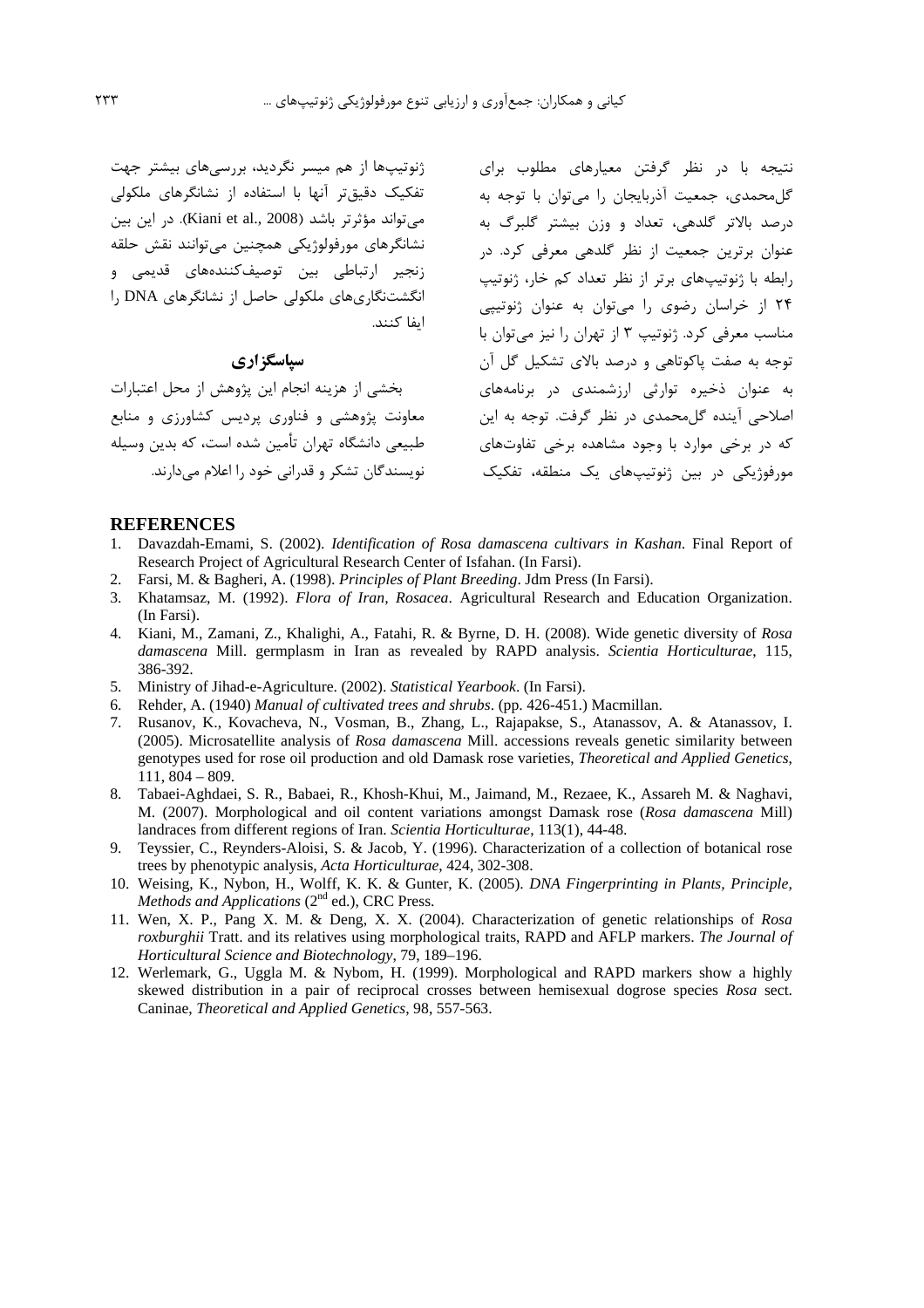نتیجه با در نظر گرفتن معیارهای مطلوب برای گل‌محمدی، جمعیت آذربایجان را می‌توان با توجه به درصد بالاتر گلدهی، تعداد و وزن بیشتر گلبرگ به عنوان برترین جمعیت از نظر گلدهی معرفی کرد. در رابطه با ژنوتیپ‌های برتر از نظر تعداد کم خار، ژنوتیپ ۲۴ از خراسان رضوی را می‌توان به عنوان ژنوتیپی مناسب معرفی کرد. ژنوتیپ ۳ از تهران را نیز می‌توان با توجه به صفت پاکوتاهی و درصد بالای تشکیل گل آن به عنوان ذخیره توارثی ارزشمندی در برنامه‌های اصلاحی آینده گل‌محمدی در نظر گرفت. توجه به این که در برخی موارد با وجود مشاهده برخی تفاوت‌های مورفوژیکی در بین ژنوتیپ‌های یک منطقه، تفکیک ژنوتیپ‌ها از هم میسر نگردید، بررسی‌های بیشتر جهت تفکیک دقیق‌تر آنها با استفاده از نشانگرهای ملکولی می‌تواند مؤثرتر باشد (Kiani et al., 2008). در این بین نشانگرهای مورفولوژیکی همچنین می‌توانند نقش حلقه زنجیر ارتباطی بین توصیف‌کننده‌های قدیمی و انگشت‌نگاری‌های ملکولی حاصل از نشانگرهای DNA را ایفا کنند.

## سپاسگزاری

بخشی از هزینه انجام این پژوهش از محل اعتبارات معاونت پژوهشی و فناوری پردیس کشاورزی و منابع طبیعی دانشگاه تهران تأمین شده است، که بدین وسیله نویسندگان تشکر و قدرانی خود را اعلام می‌دارند.

## REFERENCES

1. Davazdah-Emami, S. (2002). *Identification of Rosa damascena cultivars in Kashan*. Final Report of Research Project of Agricultural Research Center of Isfahan. (In Farsi).
2. Farsi, M. & Bagheri, A. (1998). *Principles of Plant Breeding*. Jdm Press (In Farsi).
3. Khatamsaz, M. (1992). *Flora of Iran, Rosacea*. Agricultural Research and Education Organization. (In Farsi).
4. Kiani, M., Zamani, Z., Khalighi, A., Fatahi, R. & Byrne, D. H. (2008). Wide genetic diversity of *Rosa damascena* Mill. germplasm in Iran as revealed by RAPD analysis. *Scientia Horticulturae*, 115, 386-392.
5. Ministry of Jihad-e-Agriculture. (2002). *Statistical Yearbook*. (In Farsi).
6. Rehder, A. (1940) *Manual of cultivated trees and shrubs*. (pp. 426-451.) Macmillan.
7. Rusanov, K., Kovacheva, N., Vosman, B., Zhang, L., Rajapakse, S., Atanassov, A. & Atanassov, I. (2005). Microsatellite analysis of *Rosa damascena* Mill. accessions reveals genetic similarity between genotypes used for rose oil production and old Damask rose varieties, *Theoretical and Applied Genetics*, 111, 804 – 809.
8. Tabaei-Aghdaei, S. R., Babaei, R., Khosh-Khui, M., Jaimand, M., Rezaee, K., Assareh M. & Naghavi, M. (2007). Morphological and oil content variations amongst Damask rose (*Rosa damascena* Mill) landraces from different regions of Iran. *Scientia Horticulturae*, 113(1), 44-48.
9. Teyssier, C., Reynders-Aloisi, S. & Jacob, Y. (1996). Characterization of a collection of botanical rose trees by phenotypic analysis, *Acta Horticulturae*, 424, 302-308.
10. Weising, K., Nybon, H., Wolff, K. K. & Gunter, K. (2005). *DNA Fingerprinting in Plants, Principle, Methods and Applications* (2nd ed.), CRC Press.
11. Wen, X. P., Pang X. M. & Deng, X. X. (2004). Characterization of genetic relationships of *Rosa roxburghii* Tratt. and its relatives using morphological traits, RAPD and AFLP markers. *The Journal of Horticultural Science and Biotechnology*, 79, 189–196.
12. Werlemark, G., Uggla M. & Nybom, H. (1999). Morphological and RAPD markers show a highly skewed distribution in a pair of reciprocal crosses between hemisexual dogrose species *Rosa* sect. Caninae, *Theoretical and Applied Genetics*, 98, 557-563.